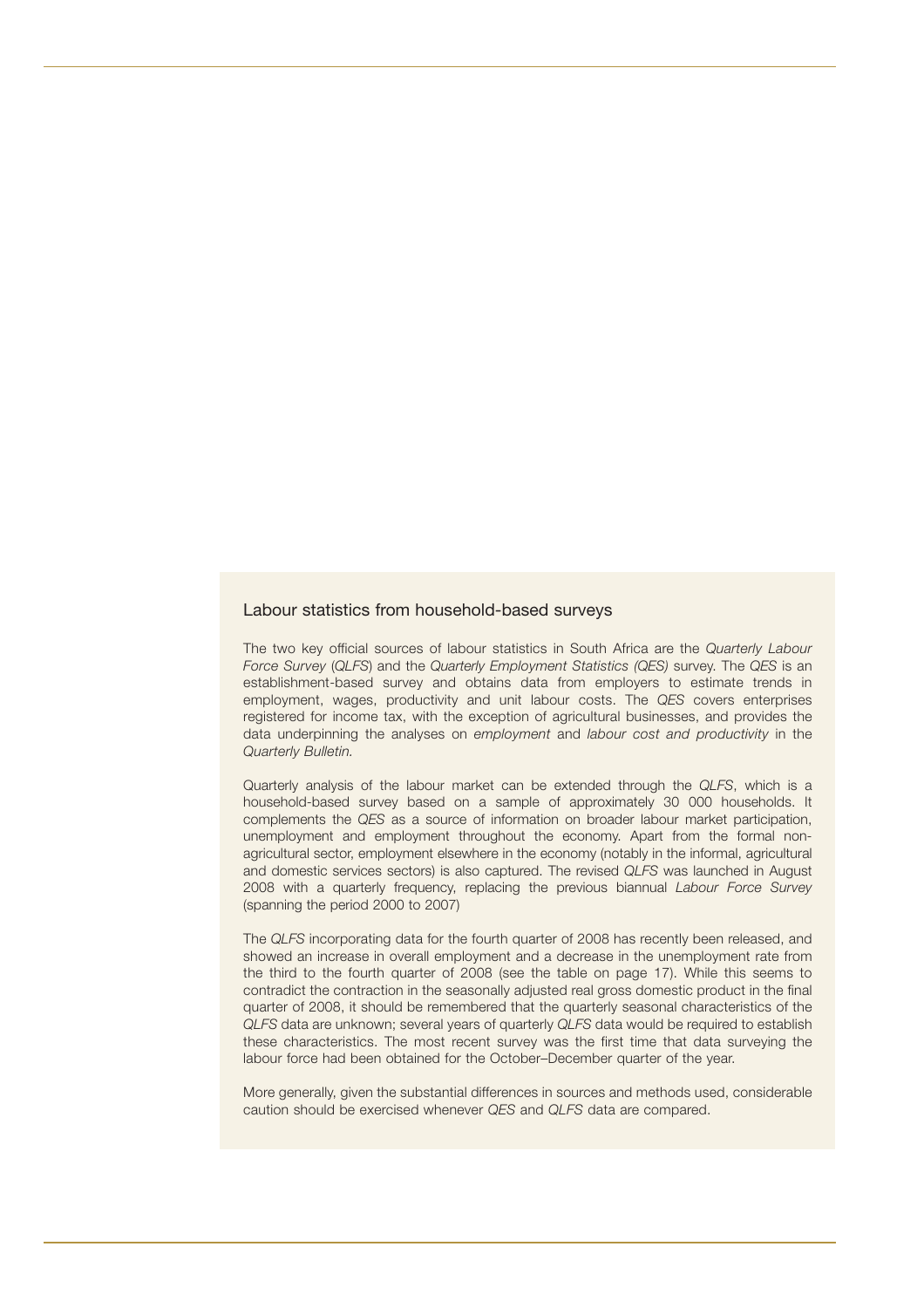## Labour statistics from household-based surveys

The two key official sources of labour statistics in South Africa are the *Quarterly Labour Force Survey* (*QLFS*) and the *Quarterly Employment Statistics (QES)* survey. The *QES* is an establishment-based survey and obtains data from employers to estimate trends in employment, wages, productivity and unit labour costs. The *QES* covers enterprises registered for income tax, with the exception of agricultural businesses, and provides the data underpinning the analyses on *employment* and *labour cost and productivity* in the *Quarterly Bulletin*.

Quarterly analysis of the labour market can be extended through the *QLFS*, which is a household-based survey based on a sample of approximately 30 000 households. It complements the *QES* as a source of information on broader labour market participation, unemployment and employment throughout the economy. Apart from the formal non-agricultural sector, employment elsewhere in the economy (notably in the informal, agricultural and domestic services sectors) is also captured. The revised *QLFS* was launched in August 2008 with a quarterly frequency, replacing the previous biannual *Labour Force Survey* (spanning the period 2000 to 2007)

The *QLFS* incorporating data for the fourth quarter of 2008 has recently been released, and showed an increase in overall employment and a decrease in the unemployment rate from the third to the fourth quarter of 2008 (see the table on page 17). While this seems to contradict the contraction in the seasonally adjusted real gross domestic product in the final quarter of 2008, it should be remembered that the quarterly seasonal characteristics of the *QLFS* data are unknown; several years of quarterly *QLFS* data would be required to establish these characteristics. The most recent survey was the first time that data surveying the labour force had been obtained for the October–December quarter of the year.

More generally, given the substantial differences in sources and methods used, considerable caution should be exercised whenever *QES* and *QLFS* data are compared.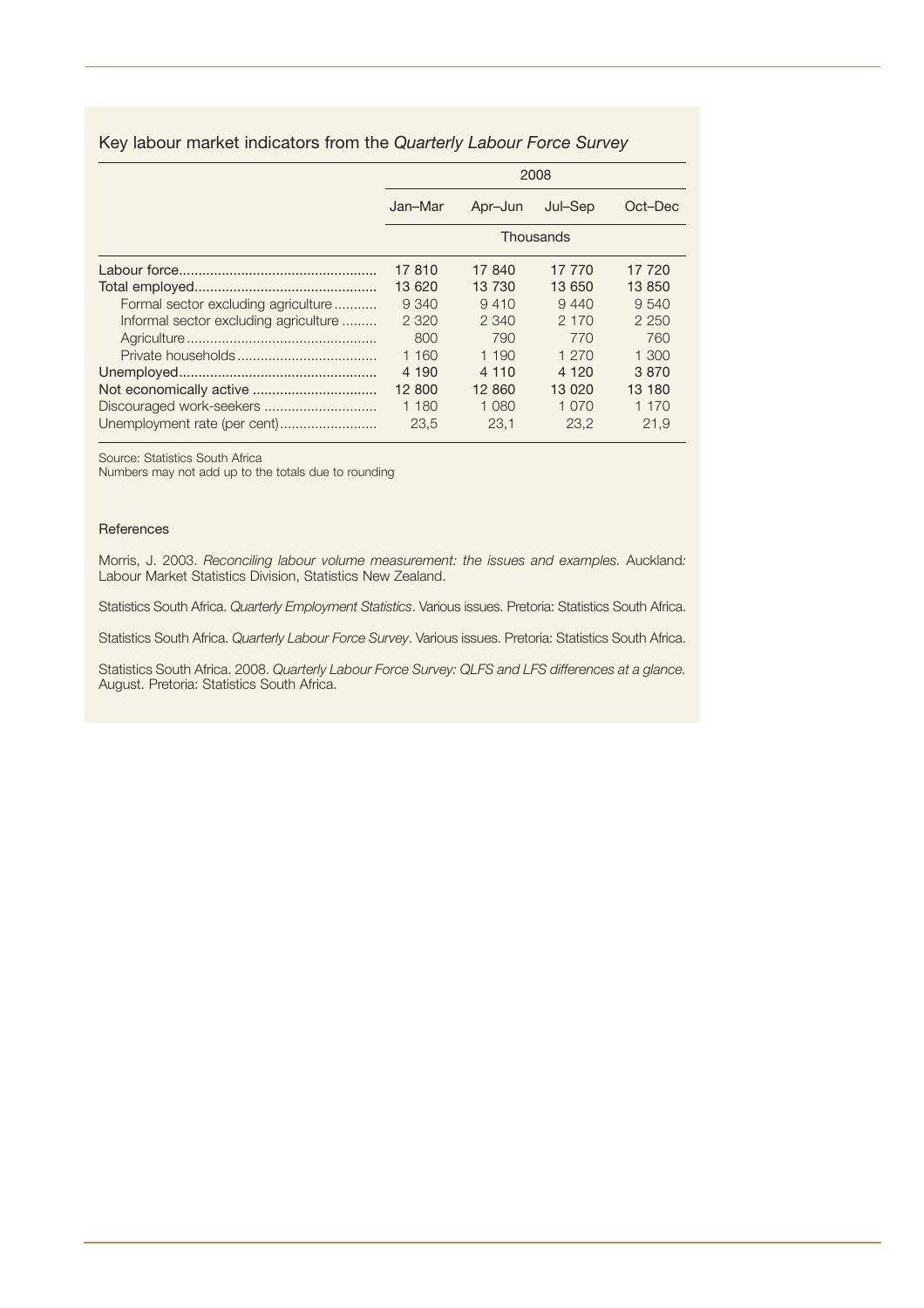## Key labour market indicators from the *Quarterly Labour Force Survey*

| | 2008 | | | |
|---|---|---|---|---|
| | Jan–Mar | Apr–Jun | Jul–Sep | Oct–Dec |
| | Thousands | | | |
| Labour force | 17 810 | 17 840 | 17 770 | 17 720 |
| Total employed | 13 620 | 13 730 | 13 650 | 13 850 |
| Formal sector excluding agriculture | 9 340 | 9 410 | 9 440 | 9 540 |
| Informal sector excluding agriculture | 2 320 | 2 340 | 2 170 | 2 250 |
| Agriculture | 800 | 790 | 770 | 760 |
| Private households | 1 160 | 1 190 | 1 270 | 1 300 |
| Unemployed | 4 190 | 4 110 | 4 120 | 3 870 |
| Not economically active | 12 800 | 12 860 | 13 020 | 13 180 |
| Discouraged work-seekers | 1 180 | 1 080 | 1 070 | 1 170 |
| Unemployment rate (per cent) | 23,5 | 23,1 | 23,2 | 21,9 |

Source: Statistics South Africa
Numbers may not add up to the totals due to rounding

#### References

Morris, J. 2003. *Reconciling labour volume measurement: the issues and examples.* Auckland: Labour Market Statistics Division, Statistics New Zealand.

Statistics South Africa. *Quarterly Employment Statistics*. Various issues. Pretoria: Statistics South Africa.

Statistics South Africa. *Quarterly Labour Force Survey*. Various issues. Pretoria: Statistics South Africa.

Statistics South Africa. 2008. *Quarterly Labour Force Survey: QLFS and LFS differences at a glance.* August. Pretoria: Statistics South Africa.